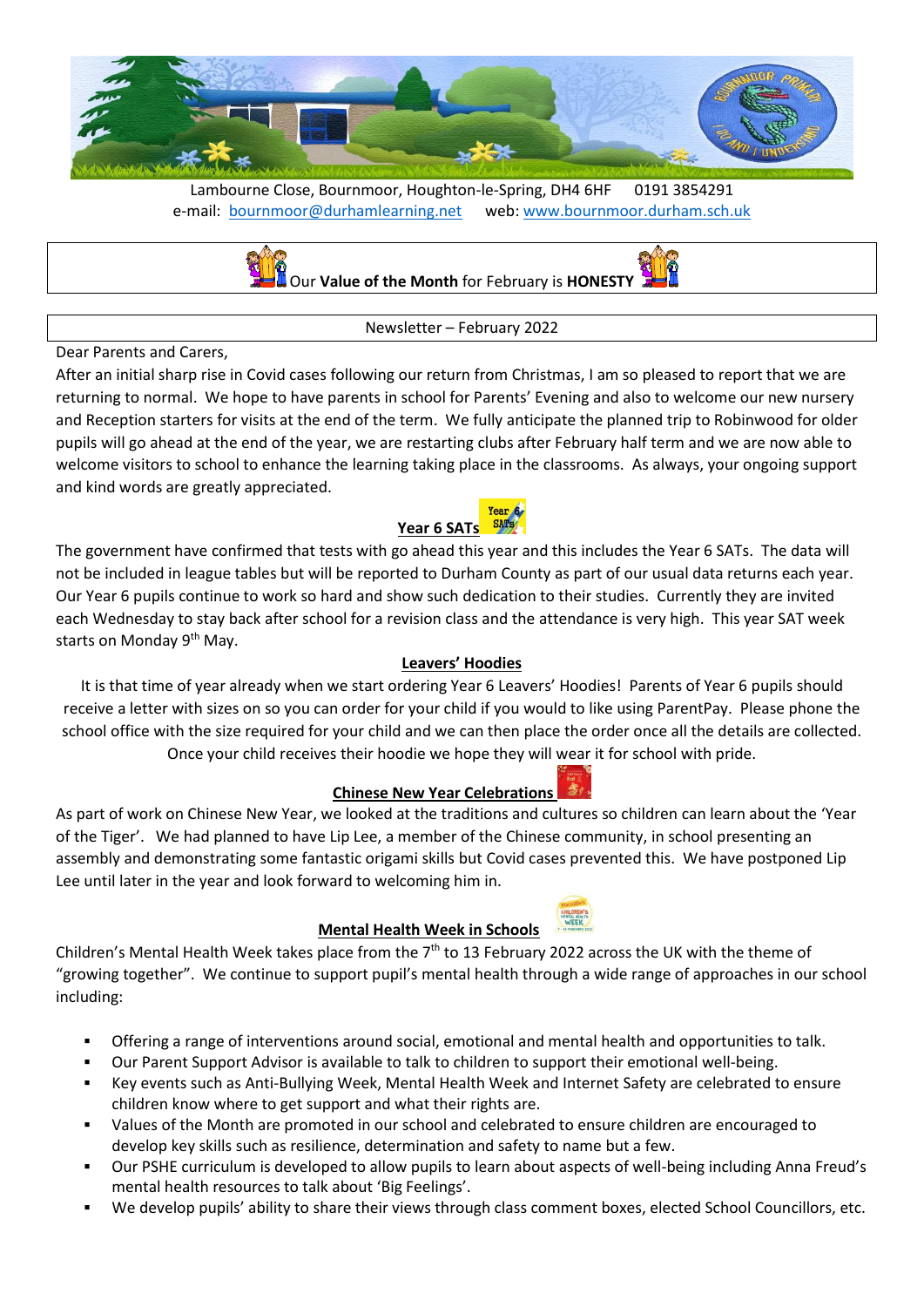Lambourne Close, Bournmoor, Houghton-le-Spring, DH4 6HF     0191 3854291
e-mail: bournmoor@durhamlearning.net     web: www.bournmoor.durham.sch.uk

Our **Value of the Month** for February is **HONESTY**

Newsletter – February 2022

Dear Parents and Carers,

After an initial sharp rise in Covid cases following our return from Christmas, I am so pleased to report that we are returning to normal. We hope to have parents in school for Parents' Evening and also to welcome our new nursery and Reception starters for visits at the end of the term. We fully anticipate the planned trip to Robinwood for older pupils will go ahead at the end of the year, we are restarting clubs after February half term and we are now able to welcome visitors to school to enhance the learning taking place in the classrooms. As always, your ongoing support and kind words are greatly appreciated.

## Year 6 SATs

The government have confirmed that tests with go ahead this year and this includes the Year 6 SATs. The data will not be included in league tables but will be reported to Durham County as part of our usual data returns each year. Our Year 6 pupils continue to work so hard and show such dedication to their studies. Currently they are invited each Wednesday to stay back after school for a revision class and the attendance is very high. This year SAT week starts on Monday 9th May.

## Leavers' Hoodies

It is that time of year already when we start ordering Year 6 Leavers' Hoodies! Parents of Year 6 pupils should receive a letter with sizes on so you can order for your child if you would to like using ParentPay. Please phone the school office with the size required for your child and we can then place the order once all the details are collected. Once your child receives their hoodie we hope they will wear it for school with pride.

## Chinese New Year Celebrations

As part of work on Chinese New Year, we looked at the traditions and cultures so children can learn about the 'Year of the Tiger'. We had planned to have Lip Lee, a member of the Chinese community, in school presenting an assembly and demonstrating some fantastic origami skills but Covid cases prevented this. We have postponed Lip Lee until later in the year and look forward to welcoming him in.

## Mental Health Week in Schools

Children's Mental Health Week takes place from the 7th to 13 February 2022 across the UK with the theme of "growing together". We continue to support pupil's mental health through a wide range of approaches in our school including:

- Offering a range of interventions around social, emotional and mental health and opportunities to talk.
- Our Parent Support Advisor is available to talk to children to support their emotional well-being.
- Key events such as Anti-Bullying Week, Mental Health Week and Internet Safety are celebrated to ensure children know where to get support and what their rights are.
- Values of the Month are promoted in our school and celebrated to ensure children are encouraged to develop key skills such as resilience, determination and safety to name but a few.
- Our PSHE curriculum is developed to allow pupils to learn about aspects of well-being including Anna Freud's mental health resources to talk about 'Big Feelings'.
- We develop pupils' ability to share their views through class comment boxes, elected School Councillors, etc.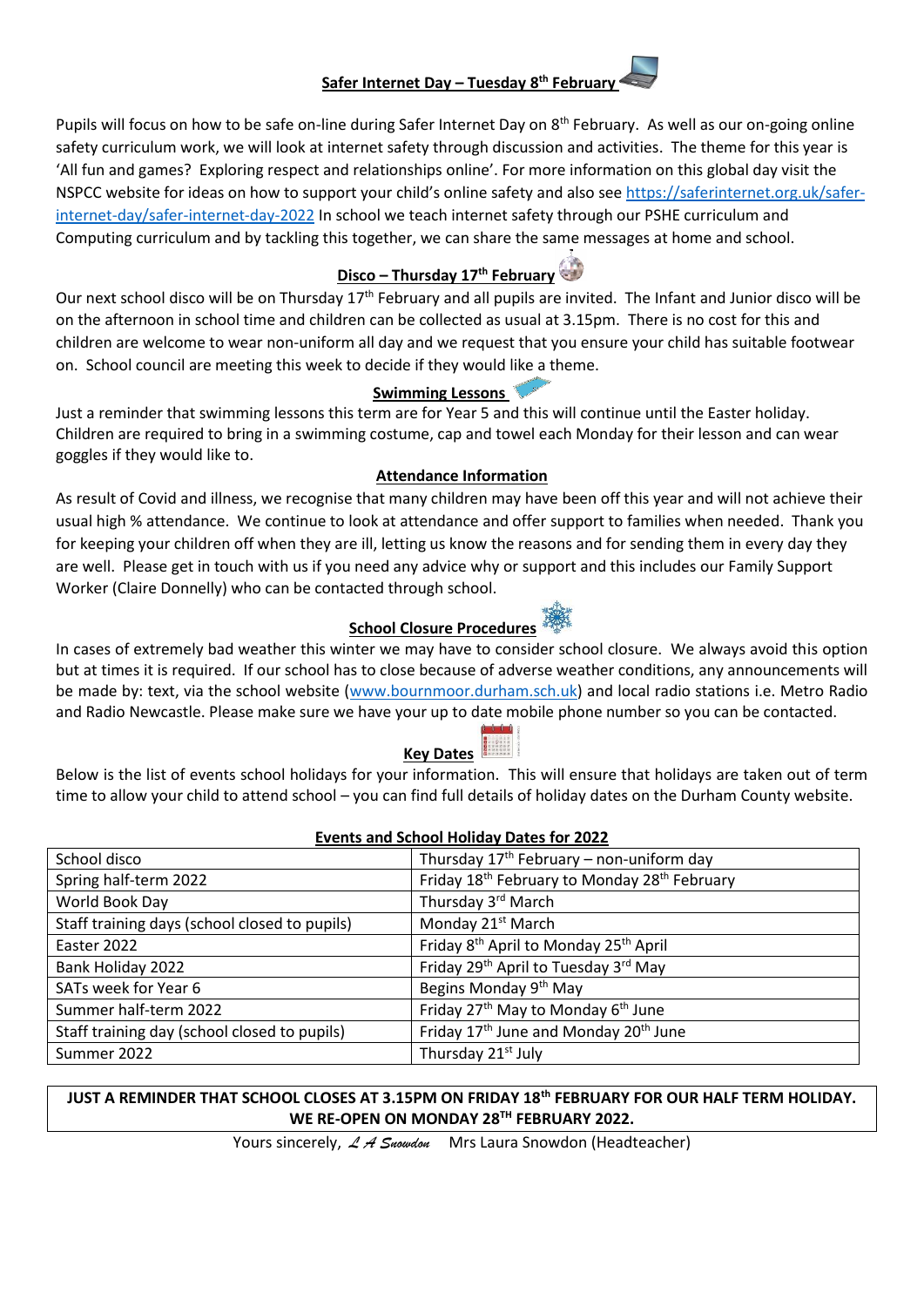**Safer Internet Day – Tuesday 8th February**

Pupils will focus on how to be safe on-line during Safer Internet Day on 8th February. As well as our on-going online safety curriculum work, we will look at internet safety through discussion and activities. The theme for this year is 'All fun and games? Exploring respect and relationships online'. For more information on this global day visit the NSPCC website for ideas on how to support your child's online safety and also see https://saferinternet.org.uk/safer-internet-day/safer-internet-day-2022 In school we teach internet safety through our PSHE curriculum and Computing curriculum and by tackling this together, we can share the same messages at home and school.

**Disco – Thursday 17th February**

Our next school disco will be on Thursday 17th February and all pupils are invited. The Infant and Junior disco will be on the afternoon in school time and children can be collected as usual at 3.15pm. There is no cost for this and children are welcome to wear non-uniform all day and we request that you ensure your child has suitable footwear on. School council are meeting this week to decide if they would like a theme.

**Swimming Lessons**

Just a reminder that swimming lessons this term are for Year 5 and this will continue until the Easter holiday. Children are required to bring in a swimming costume, cap and towel each Monday for their lesson and can wear goggles if they would like to.

**Attendance Information**

As result of Covid and illness, we recognise that many children may have been off this year and will not achieve their usual high % attendance. We continue to look at attendance and offer support to families when needed. Thank you for keeping your children off when they are ill, letting us know the reasons and for sending them in every day they are well. Please get in touch with us if you need any advice why or support and this includes our Family Support Worker (Claire Donnelly) who can be contacted through school.

**School Closure Procedures**

In cases of extremely bad weather this winter we may have to consider school closure. We always avoid this option but at times it is required. If our school has to close because of adverse weather conditions, any announcements will be made by: text, via the school website (www.bournmoor.durham.sch.uk) and local radio stations i.e. Metro Radio and Radio Newcastle. Please make sure we have your up to date mobile phone number so you can be contacted.

**Key Dates**

Below is the list of events school holidays for your information. This will ensure that holidays are taken out of term time to allow your child to attend school – you can find full details of holiday dates on the Durham County website.

**Events and School Holiday Dates for 2022**

| | |
|---|---|
| School disco | Thursday 17th February – non-uniform day |
| Spring half-term 2022 | Friday 18th February to Monday 28th February |
| World Book Day | Thursday 3rd March |
| Staff training days (school closed to pupils) | Monday 21st March |
| Easter 2022 | Friday 8th April to Monday 25th April |
| Bank Holiday 2022 | Friday 29th April to Tuesday 3rd May |
| SATs week for Year 6 | Begins Monday 9th May |
| Summer half-term 2022 | Friday 27th May to Monday 6th June |
| Staff training day (school closed to pupils) | Friday 17th June and Monday 20th June |
| Summer 2022 | Thursday 21st July |

**JUST A REMINDER THAT SCHOOL CLOSES AT 3.15PM ON FRIDAY 18th FEBRUARY FOR OUR HALF TERM HOLIDAY. WE RE-OPEN ON MONDAY 28TH FEBRUARY 2022.**

Yours sincerely, *L A Snowdon* Mrs Laura Snowdon (Headteacher)